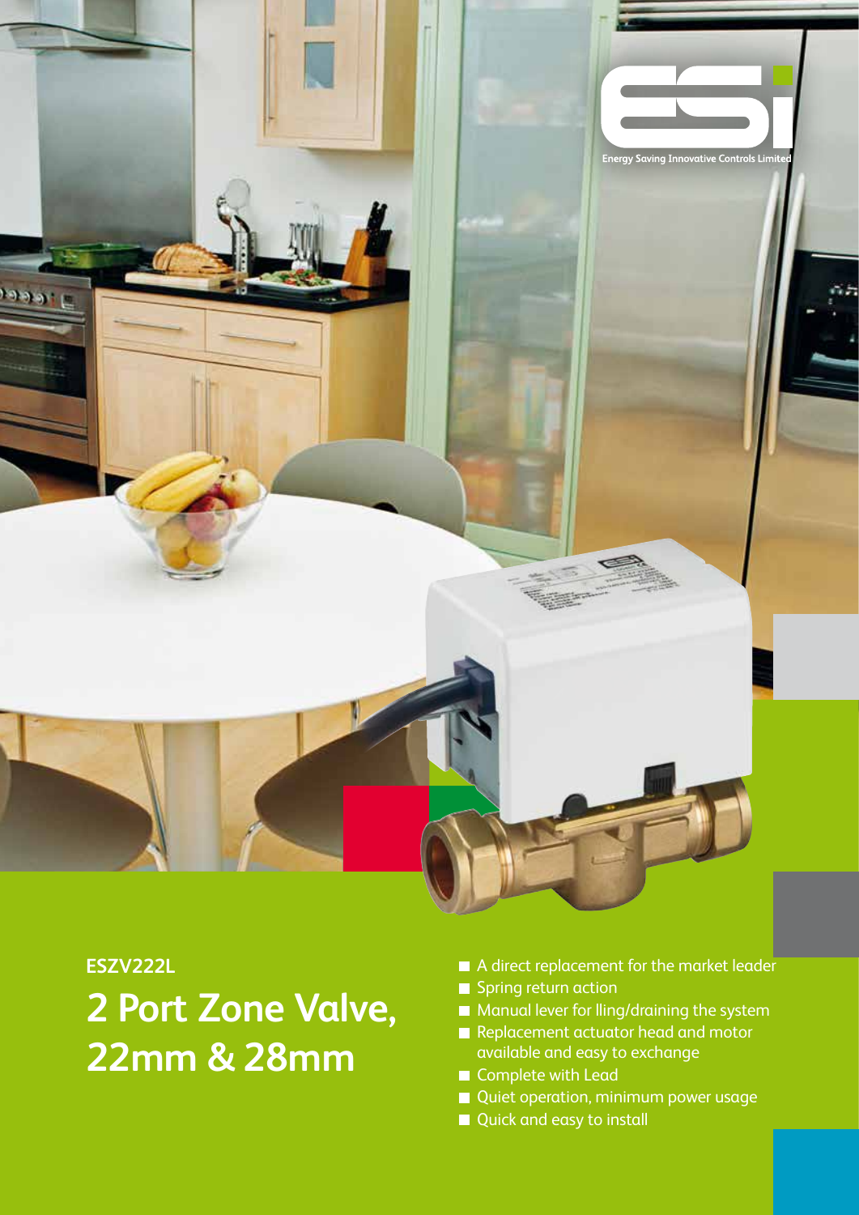Energy Saving Innovative Controls Limited

**ESZV222L**

# 2 Port Zone Valve, 22mm & 28mm

- A direct replacement for the market leader
- Spring return action
- Manual lever for lling/draining the system
- Replacement actuator head and motor available and easy to exchange
- Complete with Lead
- Quiet operation, minimum power usage
- Quick and easy to install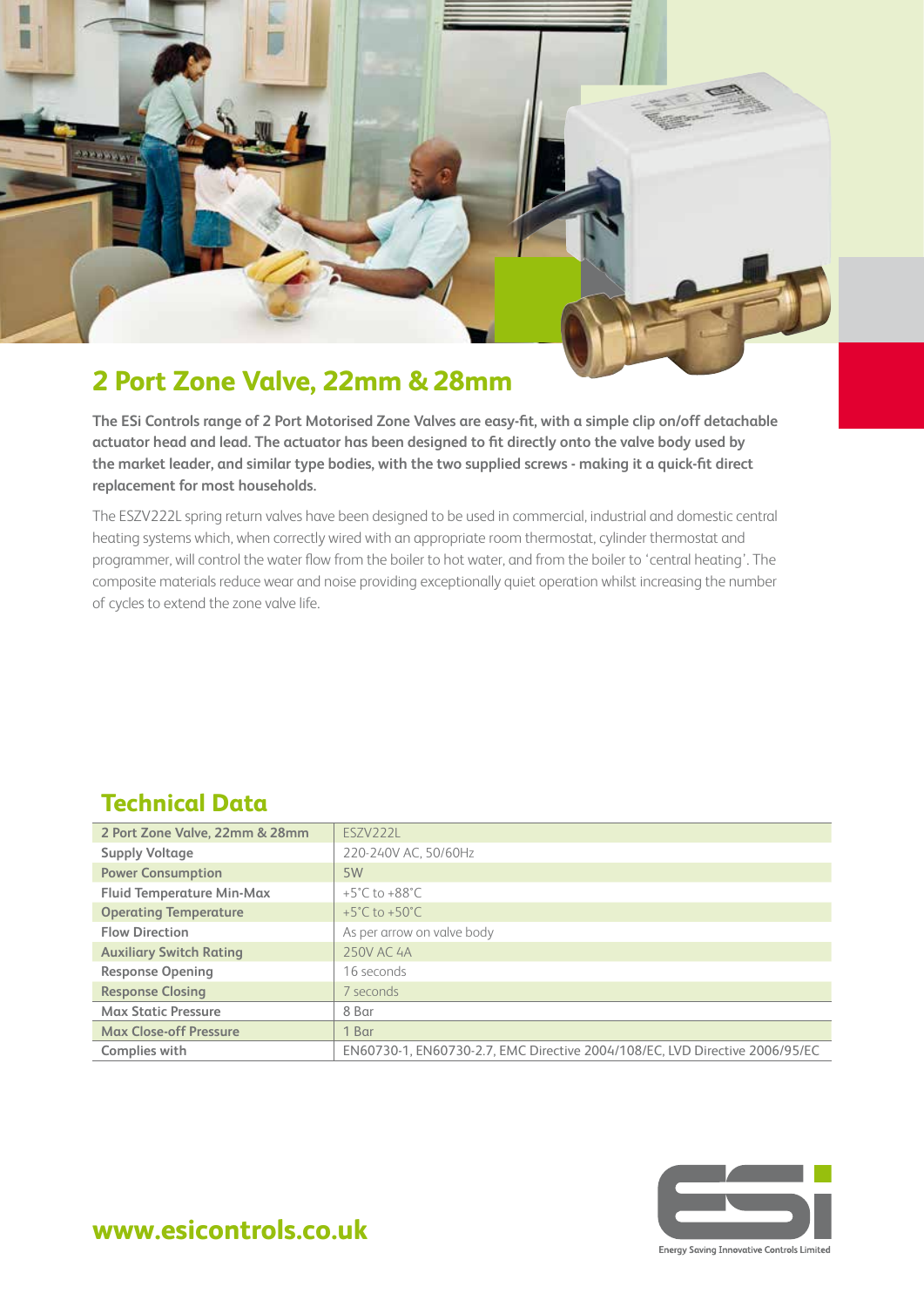## 2 Port Zone Valve, 22mm & 28mm

**The ESi Controls range of 2 Port Motorised Zone Valves are easy-fit, with a simple clip on/off detachable actuator head and lead. The actuator has been designed to fit directly onto the valve body used by the market leader, and similar type bodies, with the two supplied screws - making it a quick-fit direct replacement for most households.**

The ESZV222L spring return valves have been designed to be used in commercial, industrial and domestic central heating systems which, when correctly wired with an appropriate room thermostat, cylinder thermostat and programmer, will control the water flow from the boiler to hot water, and from the boiler to 'central heating'. The composite materials reduce wear and noise providing exceptionally quiet operation whilst increasing the number of cycles to extend the zone valve life.

## Technical Data

| 2 Port Zone Valve, 22mm & 28mm | ESZV222L |
|---|---|
| Supply Voltage | 220-240V AC, 50/60Hz |
| Power Consumption | 5W |
| Fluid Temperature Min-Max | +5˚C to +88˚C |
| Operating Temperature | +5˚C to +50˚C |
| Flow Direction | As per arrow on valve body |
| Auxiliary Switch Rating | 250V AC 4A |
| Response Opening | 16 seconds |
| Response Closing | 7 seconds |
| Max Static Pressure | 8 Bar |
| Max Close-off Pressure | 1 Bar |
| Complies with | EN60730-1, EN60730-2.7, EMC Directive 2004/108/EC, LVD Directive 2006/95/EC |

**www.esicontrols.co.uk**

Energy Saving Innovative Controls Limited